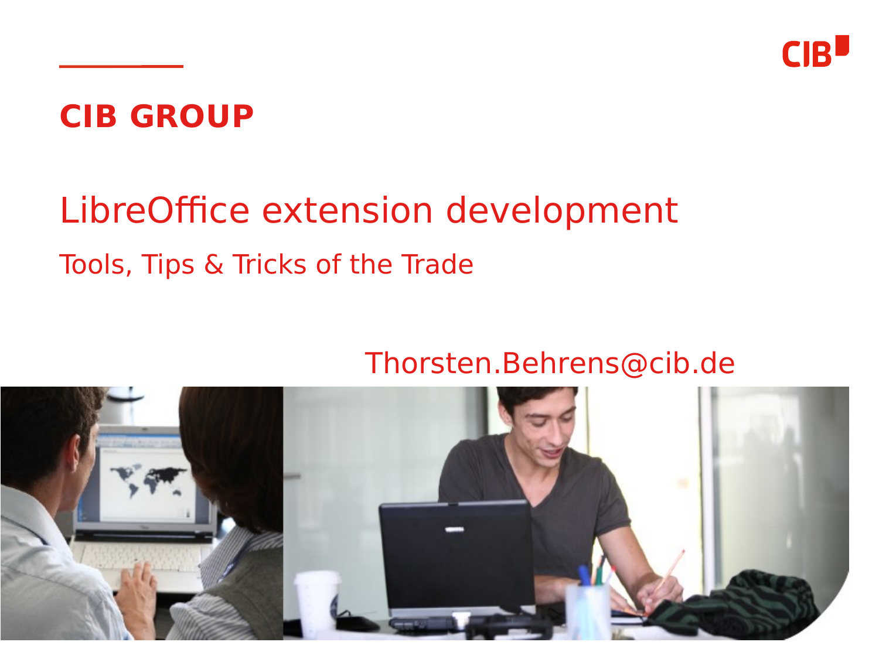**CIB GROUP**

# LibreOffice extension development

## Tools, Tips & Tricks of the Trade

Thorsten.Behrens@cib.de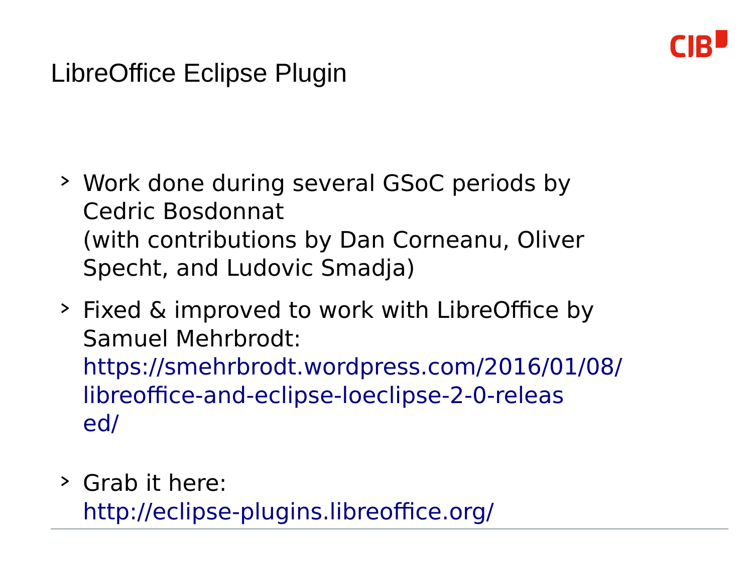# LibreOffice Eclipse Plugin

- Work done during several GSoC periods by Cedric Bosdonnat
  (with contributions by Dan Corneanu, Oliver Specht, and Ludovic Smadja)
- Fixed & improved to work with LibreOffice by Samuel Mehrbrodt:
  https://smehrbrodt.wordpress.com/2016/01/08/libreoffice-and-eclipse-loeclipse-2-0-released/
- Grab it here:
  http://eclipse-plugins.libreoffice.org/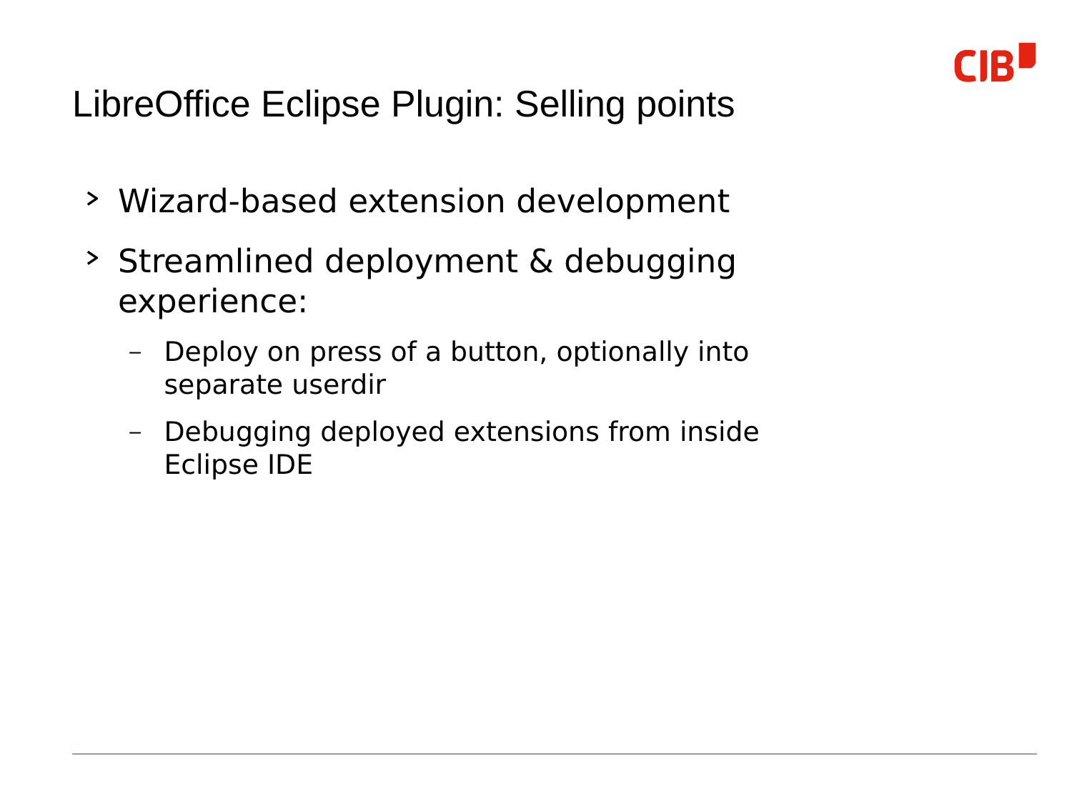# LibreOffice Eclipse Plugin: Selling points

- Wizard-based extension development
- Streamlined deployment & debugging experience:
  - Deploy on press of a button, optionally into separate userdir
  - Debugging deployed extensions from inside Eclipse IDE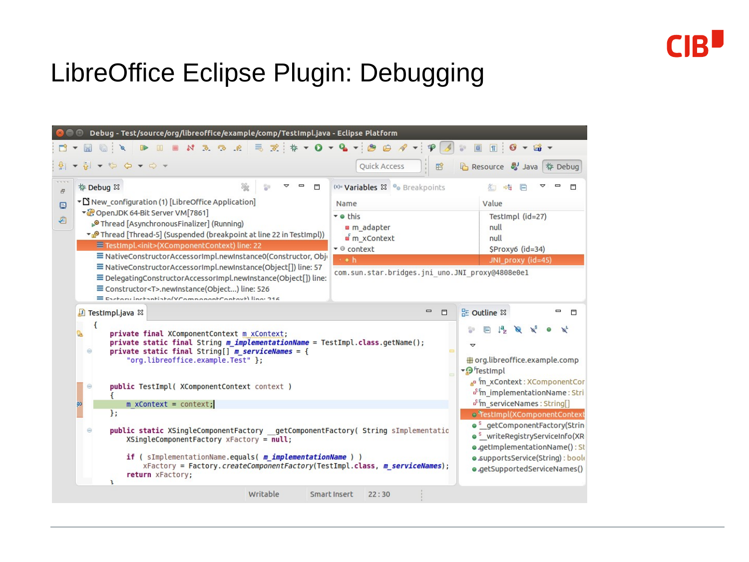# LibreOffice Eclipse Plugin: Debugging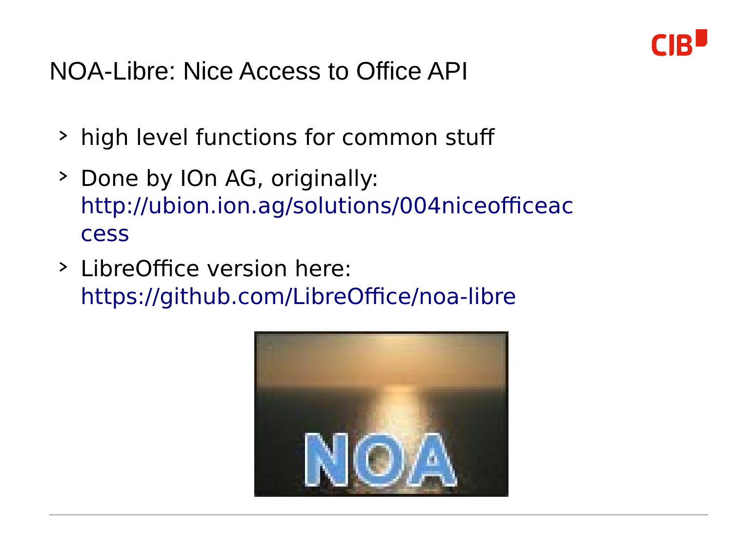# NOA-Libre: Nice Access to Office API

- high level functions for common stuff
- Done by IOn AG, originally: http://ubion.ion.ag/solutions/004niceofficeaccess
- LibreOffice version here: https://github.com/LibreOffice/noa-libre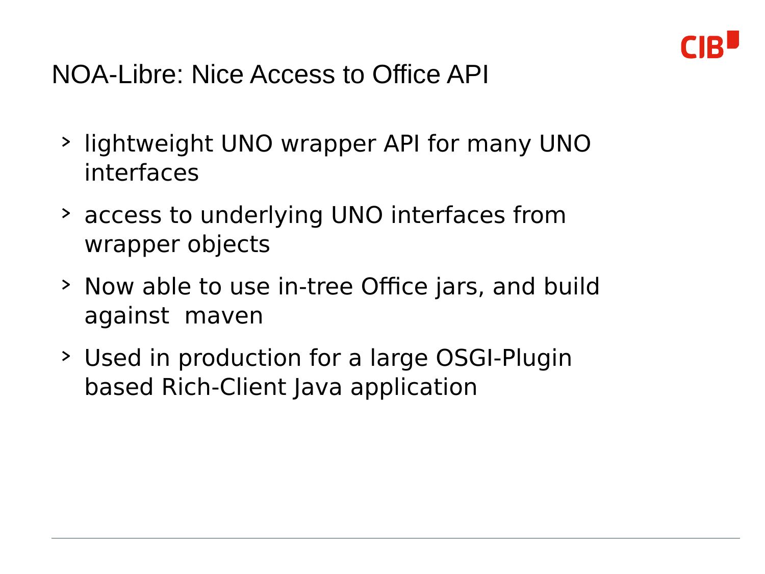# NOA-Libre: Nice Access to Office API

- lightweight UNO wrapper API for many UNO interfaces
- access to underlying UNO interfaces from wrapper objects
- Now able to use in-tree Office jars, and build against  maven
- Used in production for a large OSGI-Plugin based Rich-Client Java application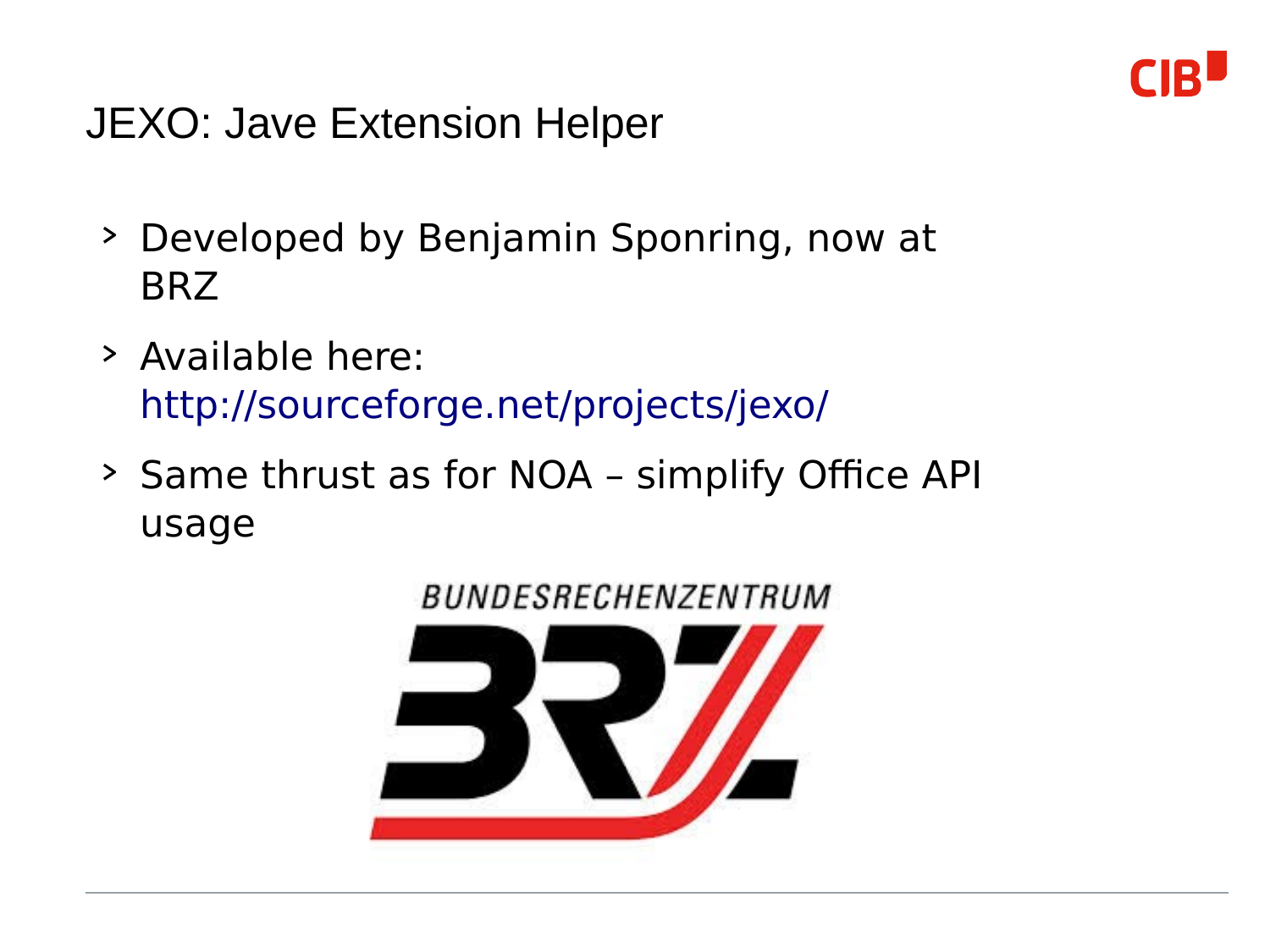# JEXO: Jave Extension Helper

- Developed by Benjamin Sponring, now at BRZ
- Available here: http://sourceforge.net/projects/jexo/
- Same thrust as for NOA – simplify Office API usage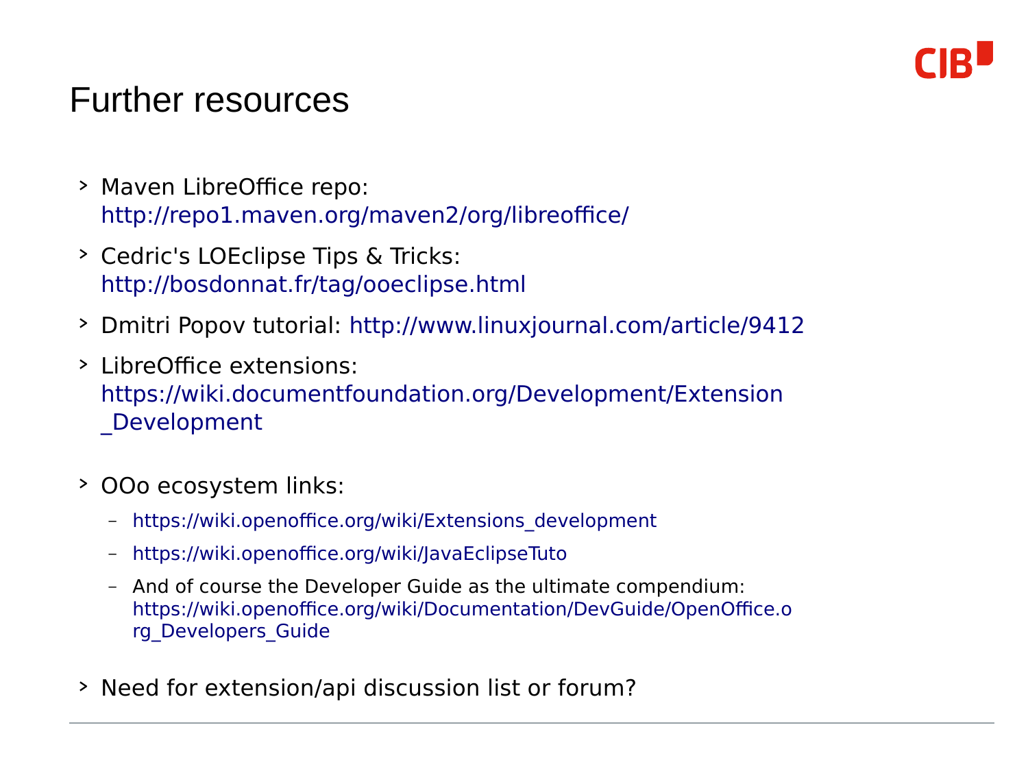# Further resources

- Maven LibreOffice repo: http://repo1.maven.org/maven2/org/libreoffice/
- Cedric's LOEclipse Tips & Tricks: http://bosdonnat.fr/tag/ooeclipse.html
- Dmitri Popov tutorial: http://www.linuxjournal.com/article/9412
- LibreOffice extensions: https://wiki.documentfoundation.org/Development/Extension_Development
- OOo ecosystem links:
  - https://wiki.openoffice.org/wiki/Extensions_development
  - https://wiki.openoffice.org/wiki/JavaEclipseTuto
  - And of course the Developer Guide as the ultimate compendium: https://wiki.openoffice.org/wiki/Documentation/DevGuide/OpenOffice.org_Developers_Guide
- Need for extension/api discussion list or forum?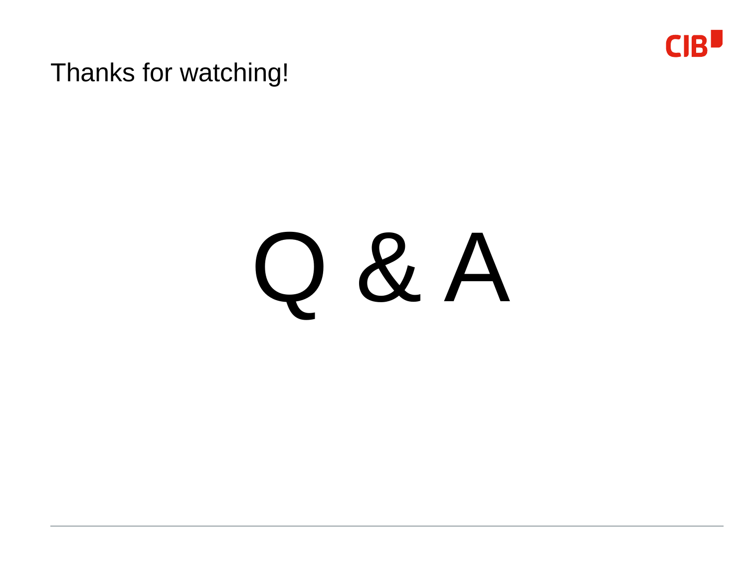# Thanks for watching!

# Q & A